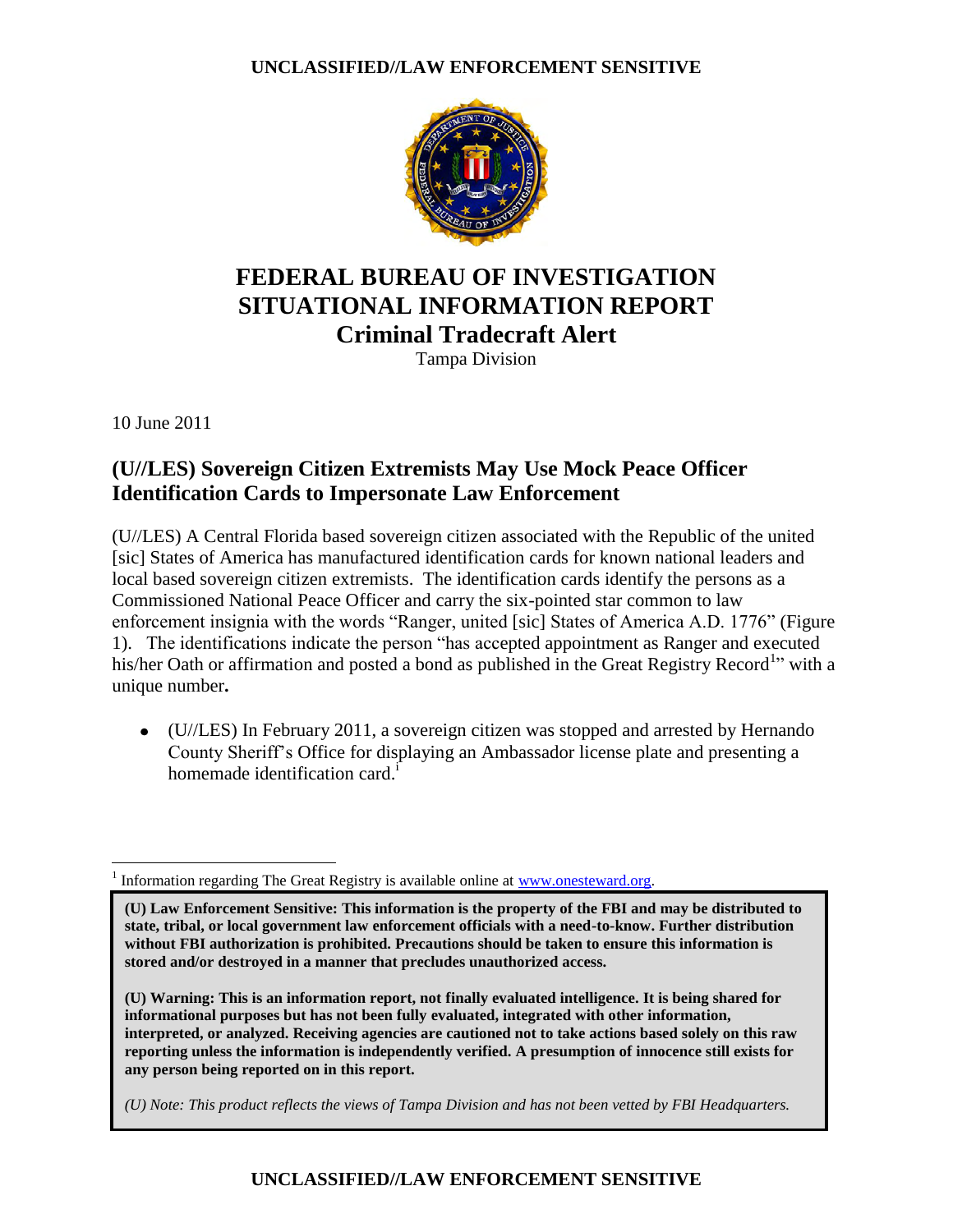# FEDERAL BUREAU OF INVESTIGATION SITUATIONAL INFORMATION REPORT

## Criminal Tradecraft Alert

Tampa Division

10 June 2011

## (U//LES) Sovereign Citizen Extremists May Use Mock Peace Officer Identification Cards to Impersonate Law Enforcement

(U//LES) A Central Florida based sovereign citizen associated with the Republic of the united [sic] States of America has manufactured identification cards for known national leaders and local based sovereign citizen extremists. The identification cards identify the persons as a Commissioned National Peace Officer and carry the six-pointed star common to law enforcement insignia with the words "Ranger, united [sic] States of America A.D. 1776" (Figure 1). The identifications indicate the person "has accepted appointment as Ranger and executed his/her Oath or affirmation and posted a bond as published in the Great Registry Record[1]" with a unique number**.**

- (U//LES) In February 2011, a sovereign citizen was stopped and arrested by Hernando County Sheriff's Office for displaying an Ambassador license plate and presenting a homemade identification card.[i]

[1] Information regarding The Great Registry is available online at www.onesteward.org.

**(U) Law Enforcement Sensitive: This information is the property of the FBI and may be distributed to state, tribal, or local government law enforcement officials with a need-to-know. Further distribution without FBI authorization is prohibited. Precautions should be taken to ensure this information is stored and/or destroyed in a manner that precludes unauthorized access.**

**(U) Warning: This is an information report, not finally evaluated intelligence. It is being shared for informational purposes but has not been fully evaluated, integrated with other information, interpreted, or analyzed. Receiving agencies are cautioned not to take actions based solely on this raw reporting unless the information is independently verified. A presumption of innocence still exists for any person being reported on in this report.**

*(U) Note: This product reflects the views of Tampa Division and has not been vetted by FBI Headquarters.*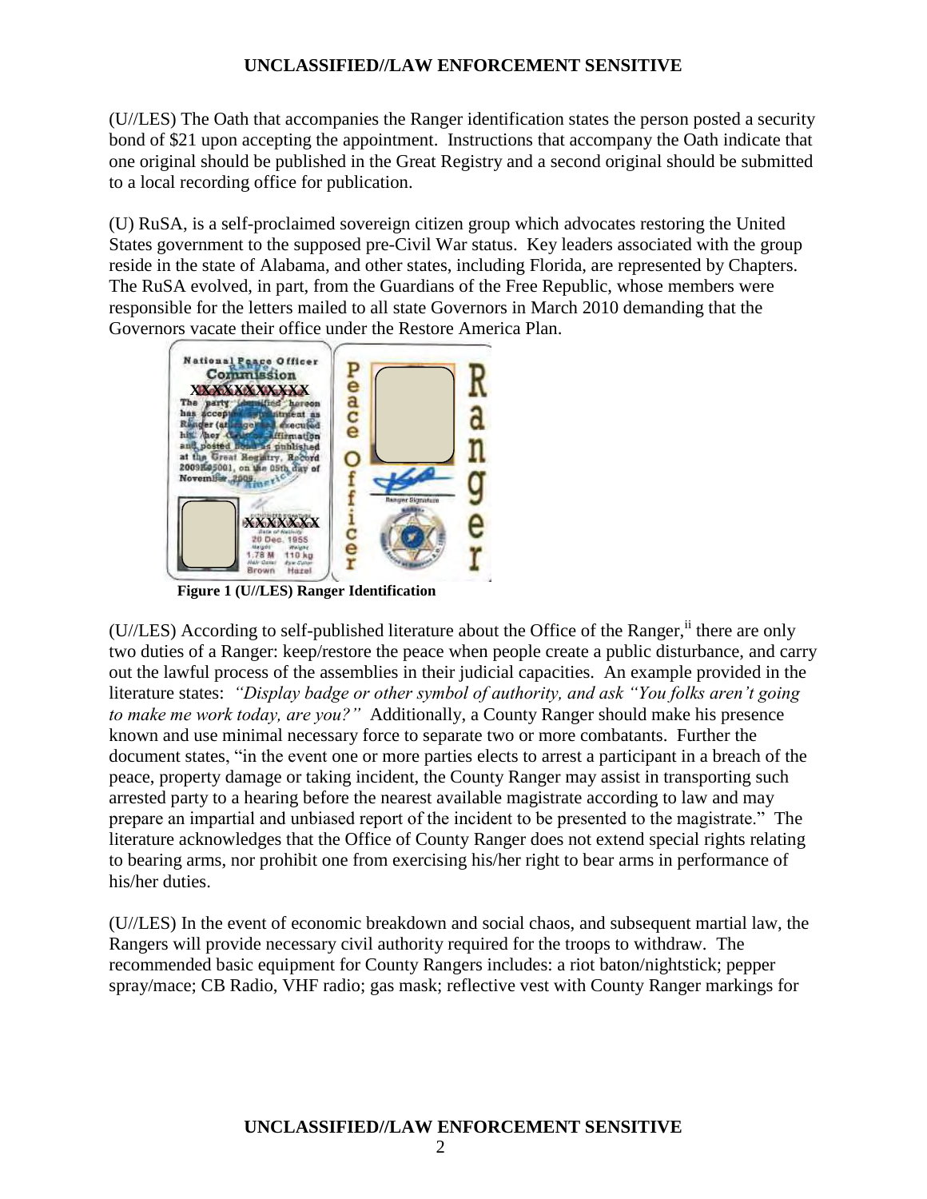(U//LES) The Oath that accompanies the Ranger identification states the person posted a security bond of $21 upon accepting the appointment. Instructions that accompany the Oath indicate that one original should be published in the Great Registry and a second original should be submitted to a local recording office for publication.

(U) RuSA, is a self-proclaimed sovereign citizen group which advocates restoring the United States government to the supposed pre-Civil War status. Key leaders associated with the group reside in the state of Alabama, and other states, including Florida, are represented by Chapters. The RuSA evolved, in part, from the Guardians of the Free Republic, whose members were responsible for the letters mailed to all state Governors in March 2010 demanding that the Governors vacate their office under the Restore America Plan.

**Figure 1 (U//LES) Ranger Identification**

(U//LES) According to self-published literature about the Office of the Ranger,[ii] there are only two duties of a Ranger: keep/restore the peace when people create a public disturbance, and carry out the lawful process of the assemblies in their judicial capacities. An example provided in the literature states: *"Display badge or other symbol of authority, and ask "You folks aren't going to make me work today, are you?"* Additionally, a County Ranger should make his presence known and use minimal necessary force to separate two or more combatants. Further the document states, "in the event one or more parties elects to arrest a participant in a breach of the peace, property damage or taking incident, the County Ranger may assist in transporting such arrested party to a hearing before the nearest available magistrate according to law and may prepare an impartial and unbiased report of the incident to be presented to the magistrate." The literature acknowledges that the Office of County Ranger does not extend special rights relating to bearing arms, nor prohibit one from exercising his/her right to bear arms in performance of his/her duties.

(U//LES) In the event of economic breakdown and social chaos, and subsequent martial law, the Rangers will provide necessary civil authority required for the troops to withdraw. The recommended basic equipment for County Rangers includes: a riot baton/nightstick; pepper spray/mace; CB Radio, VHF radio; gas mask; reflective vest with County Ranger markings for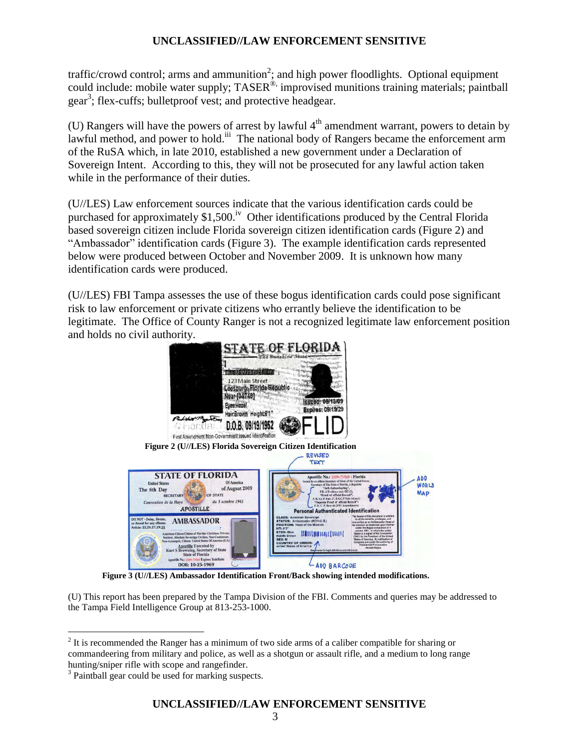traffic/crowd control; arms and ammunition[2]; and high power floodlights. Optional equipment could include: mobile water supply; TASER®, improvised munitions training materials; paintball gear[3]; flex-cuffs; bulletproof vest; and protective headgear.

(U) Rangers will have the powers of arrest by lawful 4th amendment warrant, powers to detain by lawful method, and power to hold.[iii] The national body of Rangers became the enforcement arm of the RuSA which, in late 2010, established a new government under a Declaration of Sovereign Intent. According to this, they will not be prosecuted for any lawful action taken while in the performance of their duties.

(U//LES) Law enforcement sources indicate that the various identification cards could be purchased for approximately $1,500.[iv] Other identifications produced by the Central Florida based sovereign citizen include Florida sovereign citizen identification cards (Figure 2) and "Ambassador" identification cards (Figure 3). The example identification cards represented below were produced between October and November 2009. It is unknown how many identification cards were produced.

(U//LES) FBI Tampa assesses the use of these bogus identification cards could pose significant risk to law enforcement or private citizens who errantly believe the identification to be legitimate. The Office of County Ranger is not a recognized legitimate law enforcement position and holds no civil authority.

**Figure 2 (U//LES) Florida Sovereign Citizen Identification**

**Figure 3 (U//LES) Ambassador Identification Front/Back showing intended modifications.**

(U) This report has been prepared by the Tampa Division of the FBI. Comments and queries may be addressed to the Tampa Field Intelligence Group at 813-253-1000.

---

[2] It is recommended the Ranger has a minimum of two side arms of a caliber compatible for sharing or commandeering from military and police, as well as a shotgun or assault rifle, and a medium to long range hunting/sniper rifle with scope and rangefinder.

[3] Paintball gear could be used for marking suspects.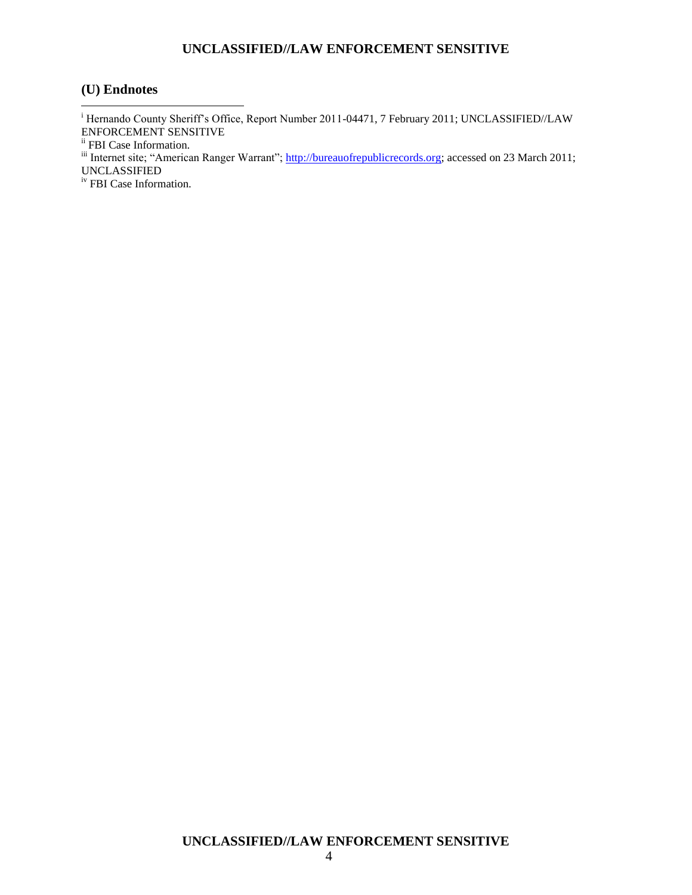## (U) Endnotes

[i] Hernando County Sheriff's Office, Report Number 2011-04471, 7 February 2011; UNCLASSIFIED//LAW ENFORCEMENT SENSITIVE

[ii] FBI Case Information.

[iii] Internet site; "American Ranger Warrant"; http://bureauofrepublicrecords.org; accessed on 23 March 2011; UNCLASSIFIED

[iv] FBI Case Information.